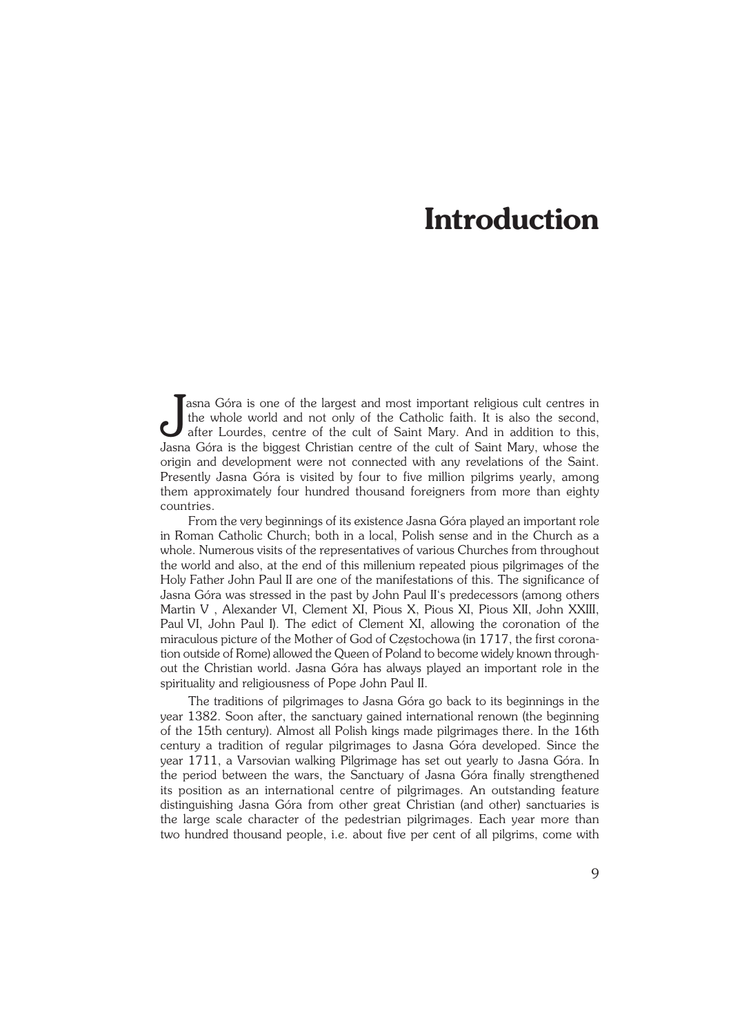# Introduction

Jasna Góra is one of the largest and most important religious cult centres in the whole world and not only of the Catholic faith. It is also the second, after Lourdes, centre of the cult of Saint Mary. And in addition to this, Jasna Góra is the biggest Christian centre of the cult of Saint Mary, whose the origin and development were not connected with any revelations of the Saint. Presently Jasna Góra is visited by four to five million pilgrims yearly, among them approximately four hundred thousand foreigners from more than eighty countries.

From the very beginnings of its existence Jasna Góra played an important role in Roman Catholic Church; both in a local, Polish sense and in the Church as a whole. Numerous visits of the representatives of various Churches from throughout the world and also, at the end of this millenium repeated pious pilgrimages of the Holy Father John Paul II are one of the manifestations of this. The significance of Jasna Góra was stressed in the past by John Paul II's predecessors (among others Martin V , Alexander VI, Clement XI, Pious X, Pious XI, Pious XII, John XXIII, Paul VI, John Paul I). The edict of Clement XI, allowing the coronation of the miraculous picture of the Mother of God of Częstochowa (in 1717, the first coronation outside of Rome) allowed the Queen of Poland to become widely known throughout the Christian world. Jasna Góra has always played an important role in the spirituality and religiousness of Pope John Paul II.

The traditions of pilgrimages to Jasna Góra go back to its beginnings in the year 1382. Soon after, the sanctuary gained international renown (the beginning of the 15th century). Almost all Polish kings made pilgrimages there. In the 16th century a tradition of regular pilgrimages to Jasna Góra developed. Since the year 1711, a Varsovian walking Pilgrimage has set out yearly to Jasna Góra. In the period between the wars, the Sanctuary of Jasna Góra finally strengthened its position as an international centre of pilgrimages. An outstanding feature distinguishing Jasna Góra from other great Christian (and other) sanctuaries is the large scale character of the pedestrian pilgrimages. Each year more than two hundred thousand people, i.e. about five per cent of all pilgrims, come with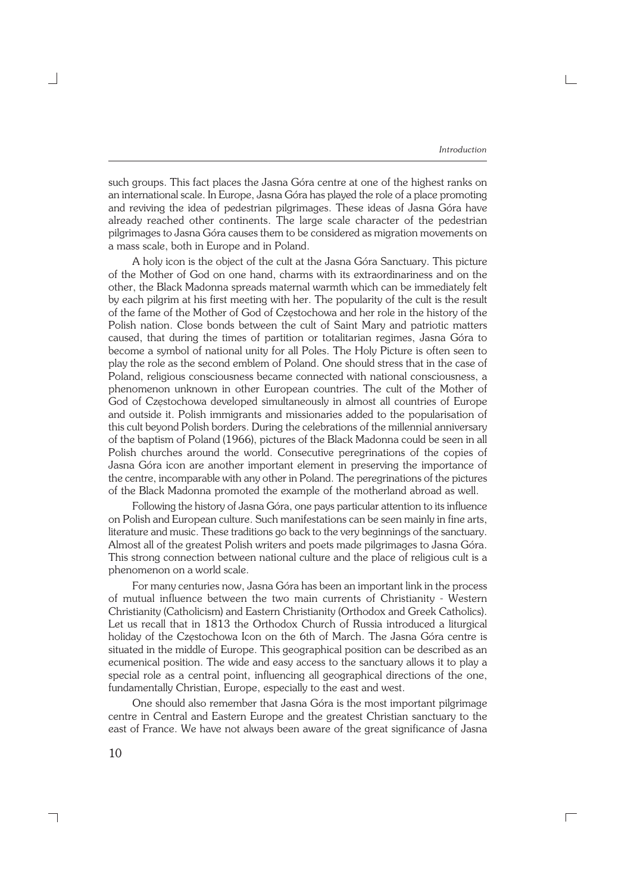such groups. This fact places the Jasna Góra centre at one of the highest ranks on an international scale. In Europe, Jasna Góra has played the role of a place promoting and reviving the idea of pedestrian pilgrimages. These ideas of Jasna Góra have already reached other continents. The large scale character of the pedestrian pilgrimages to Jasna Góra causes them to be considered as migration movements on a mass scale, both in Europe and in Poland.

A holy icon is the object of the cult at the Jasna Góra Sanctuary. This picture of the Mother of God on one hand, charms with its extraordinariness and on the other, the Black Madonna spreads maternal warmth which can be immediately felt by each pilgrim at his first meeting with her. The popularity of the cult is the result of the fame of the Mother of God of Częstochowa and her role in the history of the Polish nation. Close bonds between the cult of Saint Mary and patriotic matters caused, that during the times of partition or totalitarian regimes, Jasna Góra to become a symbol of national unity for all Poles. The Holy Picture is often seen to play the role as the second emblem of Poland. One should stress that in the case of Poland, religious consciousness became connected with national consciousness, a phenomenon unknown in other European countries. The cult of the Mother of God of Częstochowa developed simultaneously in almost all countries of Europe and outside it. Polish immigrants and missionaries added to the popularisation of this cult beyond Polish borders. During the celebrations of the millennial anniversary of the baptism of Poland (1966), pictures of the Black Madonna could be seen in all Polish churches around the world. Consecutive peregrinations of the copies of Jasna Góra icon are another important element in preserving the importance of the centre, incomparable with any other in Poland. The peregrinations of the pictures of the Black Madonna promoted the example of the motherland abroad as well.

Following the history of Jasna Góra, one pays particular attention to its influence on Polish and European culture. Such manifestations can be seen mainly in fine arts, literature and music. These traditions go back to the very beginnings of the sanctuary. Almost all of the greatest Polish writers and poets made pilgrimages to Jasna Góra. This strong connection between national culture and the place of religious cult is a phenomenon on a world scale.

For many centuries now, Jasna Góra has been an important link in the process of mutual influence between the two main currents of Christianity - Western Christianity (Catholicism) and Eastern Christianity (Orthodox and Greek Catholics). Let us recall that in 1813 the Orthodox Church of Russia introduced a liturgical holiday of the Częstochowa Icon on the 6th of March. The Jasna Góra centre is situated in the middle of Europe. This geographical position can be described as an ecumenical position. The wide and easy access to the sanctuary allows it to play a special role as a central point, influencing all geographical directions of the one, fundamentally Christian, Europe, especially to the east and west.

One should also remember that Jasna Góra is the most important pilgrimage centre in Central and Eastern Europe and the greatest Christian sanctuary to the east of France. We have not always been aware of the great significance of Jasna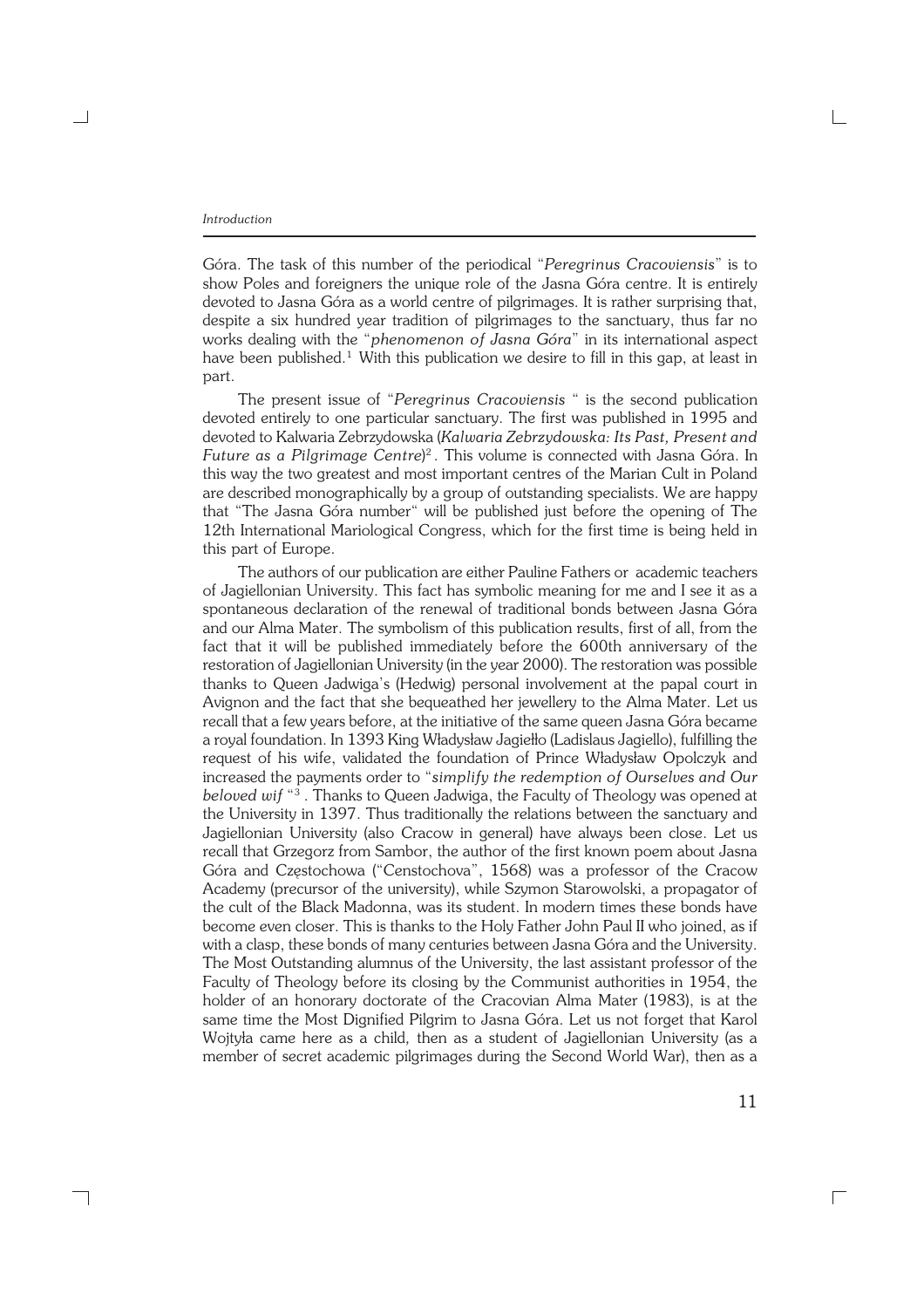Góra. The task of this number of the periodical "*Peregrinus Cracoviensis*" is to show Poles and foreigners the unique role of the Jasna Góra centre. It is entirely devoted to Jasna Góra as a world centre of pilgrimages. It is rather surprising that, despite a six hundred year tradition of pilgrimages to the sanctuary, thus far no works dealing with the "*phenomenon of Jasna Góra*" in its international aspect have been published.[1] With this publication we desire to fill in this gap, at least in part.

The present issue of "*Peregrinus Cracoviensis* " is the second publication devoted entirely to one particular sanctuary. The first was published in 1995 and devoted to Kalwaria Zebrzydowska (*Kalwaria Zebrzydowska: Its Past, Present and Future as a Pilgrimage Centre*)[2]. This volume is connected with Jasna Góra. In this way the two greatest and most important centres of the Marian Cult in Poland are described monographically by a group of outstanding specialists. We are happy that "The Jasna Góra number" will be published just before the opening of The 12th International Mariological Congress, which for the first time is being held in this part of Europe.

The authors of our publication are either Pauline Fathers or academic teachers of Jagiellonian University. This fact has symbolic meaning for me and I see it as a spontaneous declaration of the renewal of traditional bonds between Jasna Góra and our Alma Mater. The symbolism of this publication results, first of all, from the fact that it will be published immediately before the 600th anniversary of the restoration of Jagiellonian University (in the year 2000). The restoration was possible thanks to Queen Jadwiga's (Hedwig) personal involvement at the papal court in Avignon and the fact that she bequeathed her jewellery to the Alma Mater. Let us recall that a few years before, at the initiative of the same queen Jasna Góra became a royal foundation. In 1393 King Władysław Jagiełło (Ladislaus Jagiello), fulfilling the request of his wife, validated the foundation of Prince Władysław Opolczyk and increased the payments order to "*simplify the redemption of Ourselves and Our beloved wif* "[3]. Thanks to Queen Jadwiga, the Faculty of Theology was opened at the University in 1397. Thus traditionally the relations between the sanctuary and Jagiellonian University (also Cracow in general) have always been close. Let us recall that Grzegorz from Sambor, the author of the first known poem about Jasna Góra and Częstochowa ("Censtochova", 1568) was a professor of the Cracow Academy (precursor of the university), while Szymon Starowolski, a propagator of the cult of the Black Madonna, was its student. In modern times these bonds have become even closer. This is thanks to the Holy Father John Paul II who joined, as if with a clasp, these bonds of many centuries between Jasna Góra and the University. The Most Outstanding alumnus of the University, the last assistant professor of the Faculty of Theology before its closing by the Communist authorities in 1954, the holder of an honorary doctorate of the Cracovian Alma Mater (1983), is at the same time the Most Dignified Pilgrim to Jasna Góra. Let us not forget that Karol Wojtyła came here as a child, then as a student of Jagiellonian University (as a member of secret academic pilgrimages during the Second World War), then as a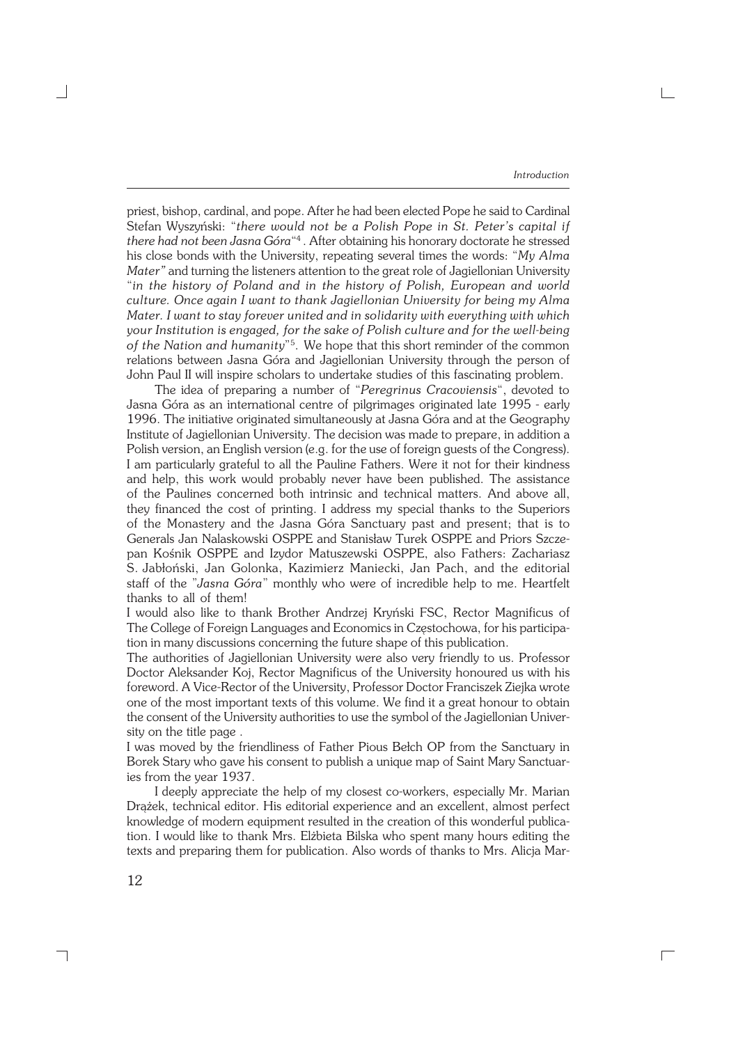priest, bishop, cardinal, and pope. After he had been elected Pope he said to Cardinal Stefan Wyszyński: "*there would not be a Polish Pope in St. Peter's capital if there had not been Jasna Góra*"[4] . After obtaining his honorary doctorate he stressed his close bonds with the University, repeating several times the words: "*My Alma Mater"* and turning the listeners attention to the great role of Jagiellonian University "*in the history of Poland and in the history of Polish, European and world culture. Once again I want to thank Jagiellonian University for being my Alma Mater. I want to stay forever united and in solidarity with everything with which your Institution is engaged, for the sake of Polish culture and for the well-being of the Nation and humanity*"[5]. We hope that this short reminder of the common relations between Jasna Góra and Jagiellonian University through the person of John Paul II will inspire scholars to undertake studies of this fascinating problem.

The idea of preparing a number of "*Peregrinus Cracoviensis*", devoted to Jasna Góra as an international centre of pilgrimages originated late 1995 - early 1996. The initiative originated simultaneously at Jasna Góra and at the Geography Institute of Jagiellonian University. The decision was made to prepare, in addition a Polish version, an English version (e.g. for the use of foreign guests of the Congress). I am particularly grateful to all the Pauline Fathers. Were it not for their kindness and help, this work would probably never have been published. The assistance of the Paulines concerned both intrinsic and technical matters. And above all, they financed the cost of printing. I address my special thanks to the Superiors of the Monastery and the Jasna Góra Sanctuary past and present; that is to Generals Jan Nalaskowski OSPPE and Stanisław Turek OSPPE and Priors Szczepan Kośnik OSPPE and Izydor Matuszewski OSPPE, also Fathers: Zachariasz S. Jabłoński, Jan Golonka, Kazimierz Maniecki, Jan Pach, and the editorial staff of the "*Jasna Góra*" monthly who were of incredible help to me. Heartfelt thanks to all of them!

I would also like to thank Brother Andrzej Kryński FSC, Rector Magnificus of The College of Foreign Languages and Economics in Częstochowa, for his participation in many discussions concerning the future shape of this publication.

The authorities of Jagiellonian University were also very friendly to us. Professor Doctor Aleksander Koj, Rector Magnificus of the University honoured us with his foreword. A Vice-Rector of the University, Professor Doctor Franciszek Ziejka wrote one of the most important texts of this volume. We find it a great honour to obtain the consent of the University authorities to use the symbol of the Jagiellonian University on the title page .

I was moved by the friendliness of Father Pious Bełch OP from the Sanctuary in Borek Stary who gave his consent to publish a unique map of Saint Mary Sanctuaries from the year 1937.

I deeply appreciate the help of my closest co-workers, especially Mr. Marian Drążek, technical editor. His editorial experience and an excellent, almost perfect knowledge of modern equipment resulted in the creation of this wonderful publication. I would like to thank Mrs. Elżbieta Bilska who spent many hours editing the texts and preparing them for publication. Also words of thanks to Mrs. Alicja Mar-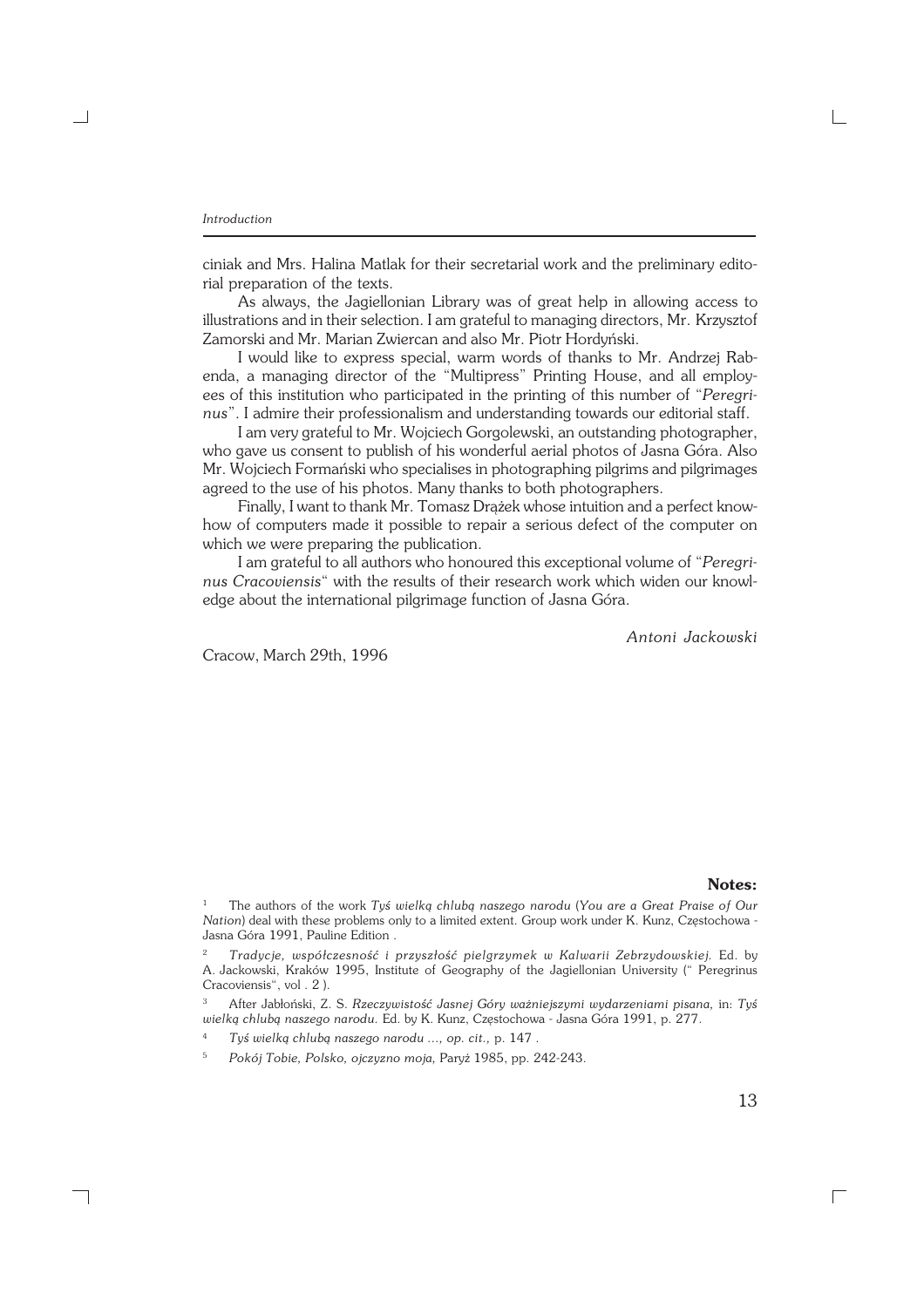ciniak and Mrs. Halina Matlak for their secretarial work and the preliminary editorial preparation of the texts.

As always, the Jagiellonian Library was of great help in allowing access to illustrations and in their selection. I am grateful to managing directors, Mr. Krzysztof Zamorski and Mr. Marian Zwiercan and also Mr. Piotr Hordyński.

I would like to express special, warm words of thanks to Mr. Andrzej Rabenda, a managing director of the "Multipress" Printing House, and all employees of this institution who participated in the printing of this number of "*Peregrinus*". I admire their professionalism and understanding towards our editorial staff.

I am very grateful to Mr. Wojciech Gorgolewski, an outstanding photographer, who gave us consent to publish of his wonderful aerial photos of Jasna Góra. Also Mr. Wojciech Formański who specialises in photographing pilgrims and pilgrimages agreed to the use of his photos. Many thanks to both photographers.

Finally, I want to thank Mr. Tomasz Drążek whose intuition and a perfect know-how of computers made it possible to repair a serious defect of the computer on which we were preparing the publication.

I am grateful to all authors who honoured this exceptional volume of "*Peregrinus Cracoviensis*" with the results of their research work which widen our knowledge about the international pilgrimage function of Jasna Góra.

*Antoni Jackowski*

Cracow, March 29th, 1996

**Notes:**

[1] The authors of the work *Tyś wielką chlubą naszego narodu* (*You are a Great Praise of Our Nation*) deal with these problems only to a limited extent. Group work under K. Kunz, Częstochowa - Jasna Góra 1991, Pauline Edition .

[2] *Tradycje, współczesność i przyszłość pielgrzymek w Kalwarii Zebrzydowskiej.* Ed. by A. Jackowski, Kraków 1995, Institute of Geography of the Jagiellonian University (" Peregrinus Cracoviensis", vol . 2 ).

[3] After Jabłoński, Z. S. *Rzeczywistość Jasnej Góry ważniejszymi wydarzeniami pisana,* in: *Tyś wielką chlubą naszego narodu.* Ed. by K. Kunz, Częstochowa - Jasna Góra 1991, p. 277.

[4] *Tyś wielką chlubą naszego narodu ..., op. cit.,* p. 147 .

[5] *Pokój Tobie, Polsko, ojczyzno moja,* Paryż 1985, pp. 242-243.